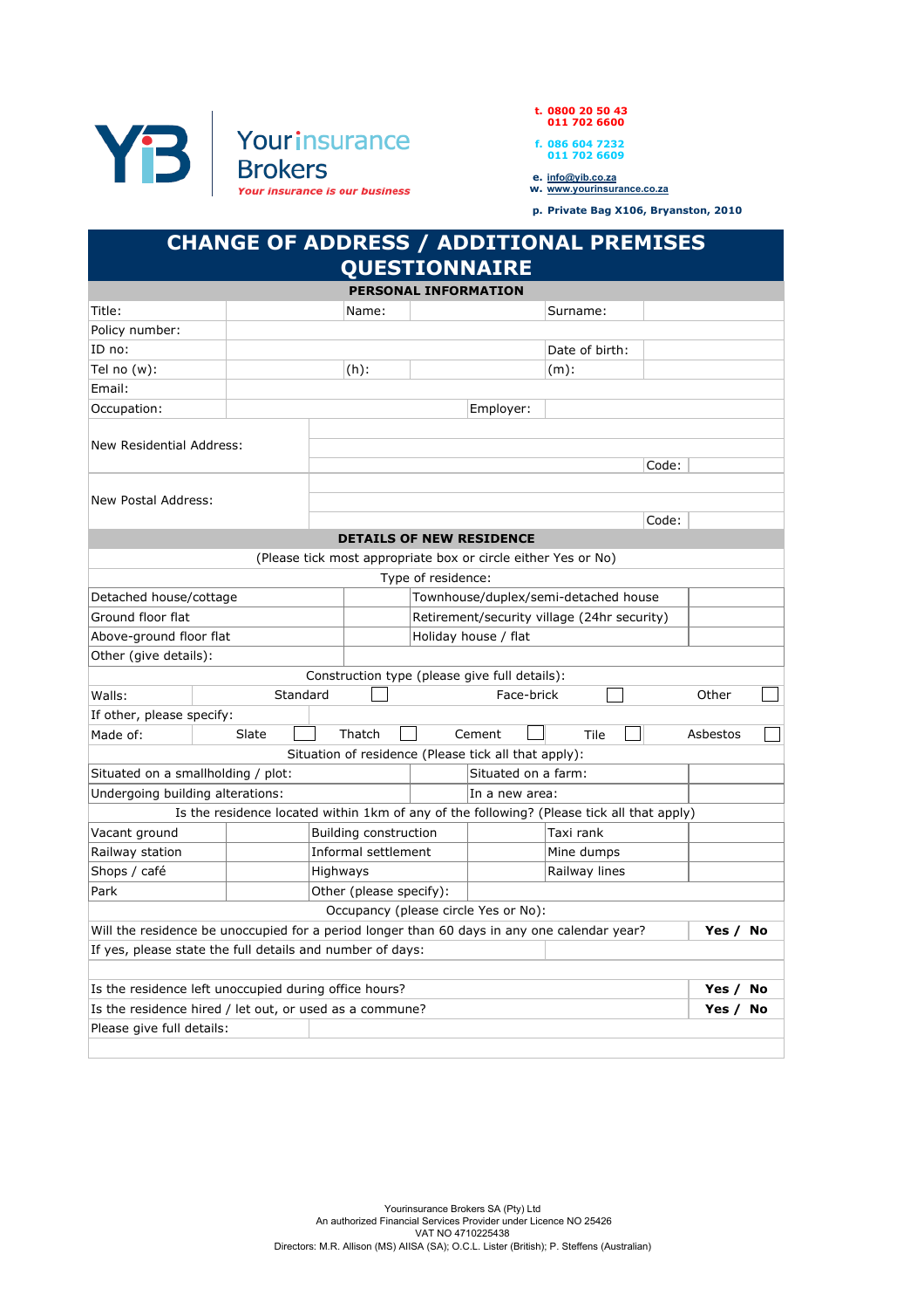YiB | Yourinsurance Brokers

*Your insurance is our business*

**t.** 0800 20 50 43
011 702 6600

**f.** 086 604 7232
011 702 6609

**e.** info@yib.co.za
**w.** www.yourinsurance.co.za

**p.** Private Bag X106, Bryanston, 2010

# CHANGE OF ADDRESS / ADDITIONAL PREMISES QUESTIONNAIRE

## PERSONAL INFORMATION

| | | | | | |
|---|---|---|---|---|---|
| Title: | | Name: | | Surname: | |
| Policy number: | | | | | |
| ID no: | | | | Date of birth: | |
| Tel no (w): | | (h): | | (m): | |
| Email: | | | | | |
| Occupation: | | | Employer: | | |

| | | | |
|---|---|---|---|
| New Residential Address: | | | |
| | | | |
| | | Code: | |
| New Postal Address: | | | |
| | | | |
| | | Code: | |

## DETAILS OF NEW RESIDENCE

(Please tick most appropriate box or circle either Yes or No)

Type of residence:

| | | | |
|---|---|---|---|
| Detached house/cottage | | Townhouse/duplex/semi-detached house | |
| Ground floor flat | | Retirement/security village (24hr security) | |
| Above-ground floor flat | | Holiday house / flat | |
| Other (give details): | | | |

Construction type (please give full details):

| | | | | | | | | | |
|---|---|---|---|---|---|---|---|---|---|
| Walls: | Standard | ☐ | | Face-brick | ☐ | | Other | ☐ | |
| If other, please specify: | | | | | | | | | |
| Made of: | Slate | ☐ | Thatch | ☐ | Cement | ☐ | Tile | ☐ | Asbestos ☐ |

Situation of residence (Please tick all that apply):

| | | | |
|---|---|---|---|
| Situated on a smallholding / plot: | | Situated on a farm: | |
| Undergoing building alterations: | | In a new area: | |

Is the residence located within 1km of any of the following? (Please tick all that apply)

| | | | | | |
|---|---|---|---|---|---|
| Vacant ground | | Building construction | | Taxi rank | |
| Railway station | | Informal settlement | | Mine dumps | |
| Shops / café | | Highways | | Railway lines | |
| Park | | Other (please specify): | | | |

Occupancy (please circle Yes or No):

| | |
|---|---|
| Will the residence be unoccupied for a period longer than 60 days in any one calendar year? | **Yes / No** |
| If yes, please state the full details and number of days: | |
| | |
| Is the residence left unoccupied during office hours? | **Yes / No** |
| Is the residence hired / let out, or used as a commune? | **Yes / No** |
| Please give full details: | |
| | |

Yourinsurance Brokers SA (Pty) Ltd
An authorized Financial Services Provider under Licence NO 25426
VAT NO 4710225438
Directors: M.R. Allison (MS) AIISA (SA); O.C.L. Lister (British); P. Steffens (Australian)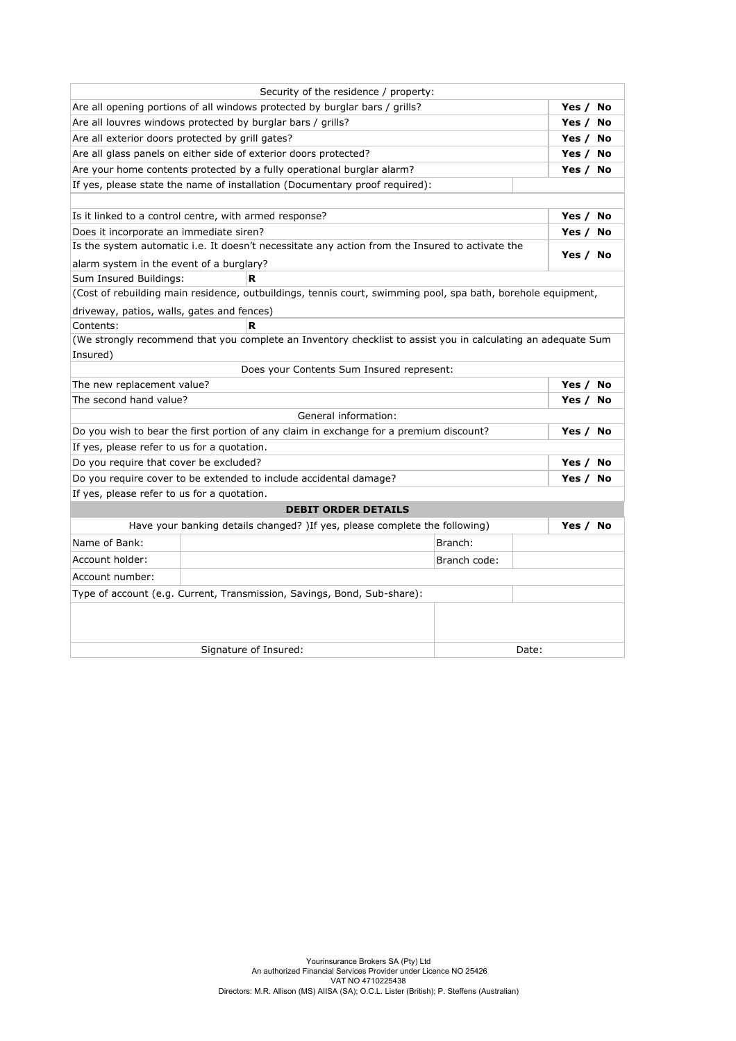| Security of the residence / property: | |
|---|---|
| Are all opening portions of all windows protected by burglar bars / grills? | **Yes / No** |
| Are all louvres windows protected by burglar bars / grills? | **Yes / No** |
| Are all exterior doors protected by grill gates? | **Yes / No** |
| Are all glass panels on either side of exterior doors protected? | **Yes / No** |
| Are your home contents protected by a fully operational burglar alarm? | **Yes / No** |
| If yes, please state the name of installation (Documentary proof required): | |
| | |
| Is it linked to a control centre, with armed response? | **Yes / No** |
| Does it incorporate an immediate siren? | **Yes / No** |
| Is the system automatic i.e. It doesn't necessitate any action from the Insured to activate the alarm system in the event of a burglary? | **Yes / No** |
| Sum Insured Buildings: **R** | |
| (Cost of rebuilding main residence, outbuildings, tennis court, swimming pool, spa bath, borehole equipment, driveway, patios, walls, gates and fences) | |
| Contents: **R** | |
| (We strongly recommend that you complete an Inventory checklist to assist you in calculating an adequate Sum Insured) | |
| Does your Contents Sum Insured represent: | |
| The new replacement value? | **Yes / No** |
| The second hand value? | **Yes / No** |
| General information: | |
| Do you wish to bear the first portion of any claim in exchange for a premium discount? | **Yes / No** |
| If yes, please refer to us for a quotation. | |
| Do you require that cover be excluded? | **Yes / No** |
| Do you require cover to be extended to include accidental damage? | **Yes / No** |
| If yes, please refer to us for a quotation. | |

| **DEBIT ORDER DETAILS** | | | |
|---|---|---|---|
| Have your banking details changed? )If yes, please complete the following) | | | **Yes / No** |
| Name of Bank: | | Branch: | |
| Account holder: | | Branch code: | |
| Account number: | | | |
| Type of account (e.g. Current, Transmission, Savings, Bond, Sub-share): | | | |
| | | | |
| Signature of Insured: | | Date: | |

Yourinsurance Brokers SA (Pty) Ltd
An authorized Financial Services Provider under Licence NO 25426
VAT NO 4710225438
Directors: M.R. Allison (MS) AIISA (SA); O.C.L. Lister (British); P. Steffens (Australian)